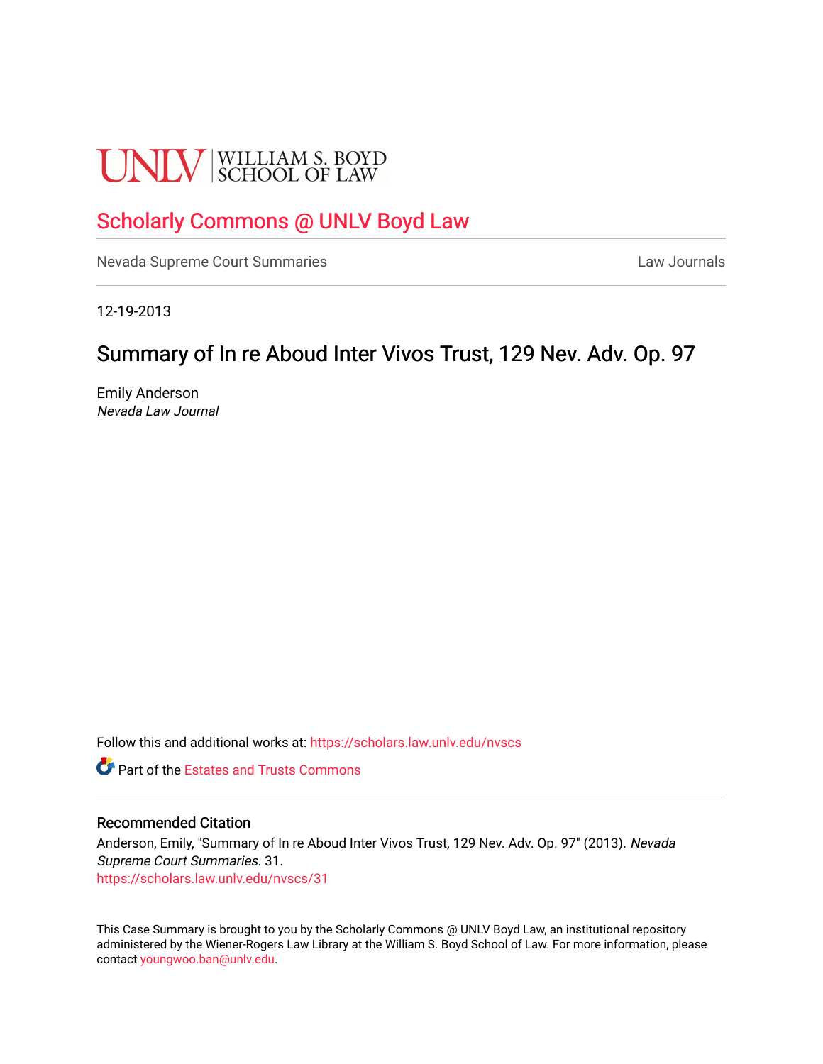UNLV | WILLIAM S. BOYD SCHOOL OF LAW

# Scholarly Commons @ UNLV Boyd Law

Nevada Supreme Court Summaries

Law Journals

12-19-2013

## Summary of In re Aboud Inter Vivos Trust, 129 Nev. Adv. Op. 97

Emily Anderson
*Nevada Law Journal*

Follow this and additional works at: https://scholars.law.unlv.edu/nvscs

Part of the Estates and Trusts Commons

### Recommended Citation

Anderson, Emily, "Summary of In re Aboud Inter Vivos Trust, 129 Nev. Adv. Op. 97" (2013). *Nevada Supreme Court Summaries*. 31.
https://scholars.law.unlv.edu/nvscs/31

This Case Summary is brought to you by the Scholarly Commons @ UNLV Boyd Law, an institutional repository administered by the Wiener-Rogers Law Library at the William S. Boyd School of Law. For more information, please contact youngwoo.ban@unlv.edu.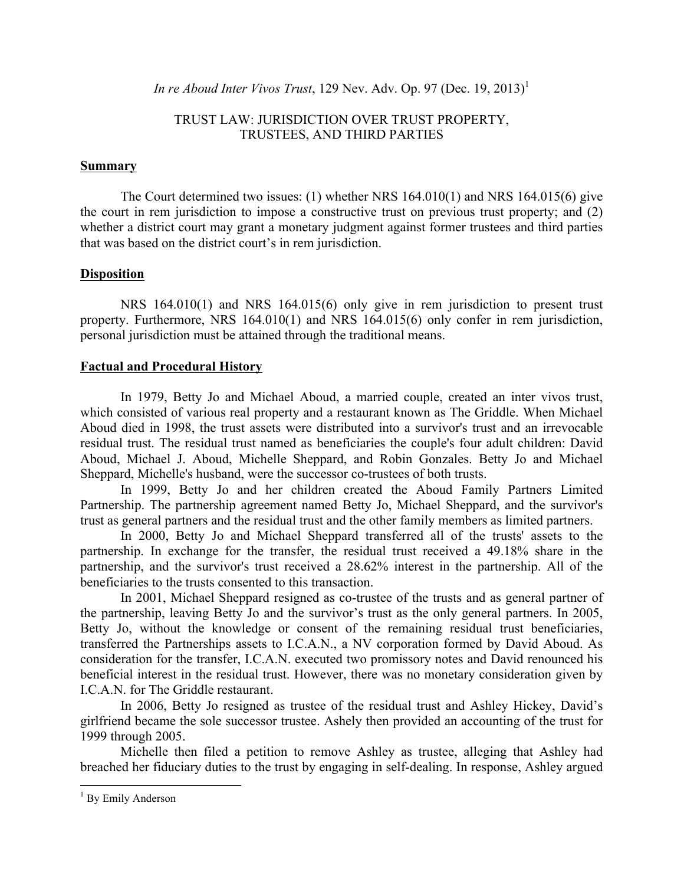*In re Aboud Inter Vivos Trust*, 129 Nev. Adv. Op. 97 (Dec. 19, 2013)[1]

TRUST LAW: JURISDICTION OVER TRUST PROPERTY, TRUSTEES, AND THIRD PARTIES

**Summary**

The Court determined two issues: (1) whether NRS 164.010(1) and NRS 164.015(6) give the court in rem jurisdiction to impose a constructive trust on previous trust property; and (2) whether a district court may grant a monetary judgment against former trustees and third parties that was based on the district court's in rem jurisdiction.

**Disposition**

NRS 164.010(1) and NRS 164.015(6) only give in rem jurisdiction to present trust property. Furthermore, NRS 164.010(1) and NRS 164.015(6) only confer in rem jurisdiction, personal jurisdiction must be attained through the traditional means.

**Factual and Procedural History**

In 1979, Betty Jo and Michael Aboud, a married couple, created an inter vivos trust, which consisted of various real property and a restaurant known as The Griddle. When Michael Aboud died in 1998, the trust assets were distributed into a survivor's trust and an irrevocable residual trust. The residual trust named as beneficiaries the couple's four adult children: David Aboud, Michael J. Aboud, Michelle Sheppard, and Robin Gonzales. Betty Jo and Michael Sheppard, Michelle's husband, were the successor co-trustees of both trusts.

In 1999, Betty Jo and her children created the Aboud Family Partners Limited Partnership. The partnership agreement named Betty Jo, Michael Sheppard, and the survivor's trust as general partners and the residual trust and the other family members as limited partners.

In 2000, Betty Jo and Michael Sheppard transferred all of the trusts' assets to the partnership. In exchange for the transfer, the residual trust received a 49.18% share in the partnership, and the survivor's trust received a 28.62% interest in the partnership. All of the beneficiaries to the trusts consented to this transaction.

In 2001, Michael Sheppard resigned as co-trustee of the trusts and as general partner of the partnership, leaving Betty Jo and the survivor's trust as the only general partners. In 2005, Betty Jo, without the knowledge or consent of the remaining residual trust beneficiaries, transferred the Partnerships assets to I.C.A.N., a NV corporation formed by David Aboud. As consideration for the transfer, I.C.A.N. executed two promissory notes and David renounced his beneficial interest in the residual trust. However, there was no monetary consideration given by I.C.A.N. for The Griddle restaurant.

In 2006, Betty Jo resigned as trustee of the residual trust and Ashley Hickey, David's girlfriend became the sole successor trustee. Ashely then provided an accounting of the trust for 1999 through 2005.

Michelle then filed a petition to remove Ashley as trustee, alleging that Ashley had breached her fiduciary duties to the trust by engaging in self-dealing. In response, Ashley argued

[1] By Emily Anderson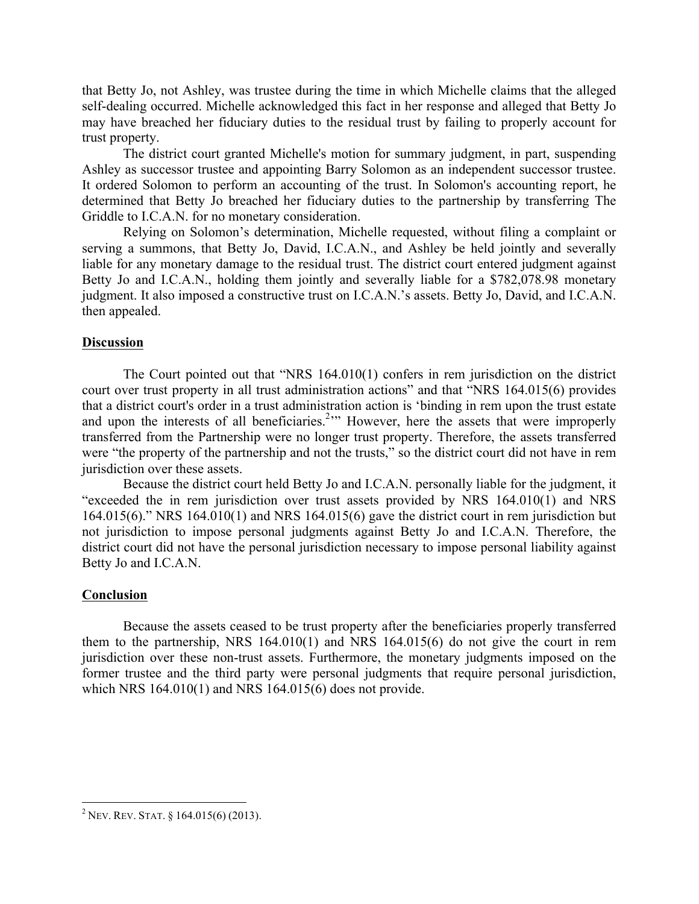that Betty Jo, not Ashley, was trustee during the time in which Michelle claims that the alleged self-dealing occurred. Michelle acknowledged this fact in her response and alleged that Betty Jo may have breached her fiduciary duties to the residual trust by failing to properly account for trust property.

The district court granted Michelle's motion for summary judgment, in part, suspending Ashley as successor trustee and appointing Barry Solomon as an independent successor trustee. It ordered Solomon to perform an accounting of the trust. In Solomon's accounting report, he determined that Betty Jo breached her fiduciary duties to the partnership by transferring The Griddle to I.C.A.N. for no monetary consideration.

Relying on Solomon's determination, Michelle requested, without filing a complaint or serving a summons, that Betty Jo, David, I.C.A.N., and Ashley be held jointly and severally liable for any monetary damage to the residual trust. The district court entered judgment against Betty Jo and I.C.A.N., holding them jointly and severally liable for a $782,078.98 monetary judgment. It also imposed a constructive trust on I.C.A.N.'s assets. Betty Jo, David, and I.C.A.N. then appealed.

## Discussion

The Court pointed out that "NRS 164.010(1) confers in rem jurisdiction on the district court over trust property in all trust administration actions" and that "NRS 164.015(6) provides that a district court's order in a trust administration action is 'binding in rem upon the trust estate and upon the interests of all beneficiaries.[2]'" However, here the assets that were improperly transferred from the Partnership were no longer trust property. Therefore, the assets transferred were "the property of the partnership and not the trusts," so the district court did not have in rem jurisdiction over these assets.

Because the district court held Betty Jo and I.C.A.N. personally liable for the judgment, it "exceeded the in rem jurisdiction over trust assets provided by NRS 164.010(1) and NRS 164.015(6)." NRS 164.010(1) and NRS 164.015(6) gave the district court in rem jurisdiction but not jurisdiction to impose personal judgments against Betty Jo and I.C.A.N. Therefore, the district court did not have the personal jurisdiction necessary to impose personal liability against Betty Jo and I.C.A.N.

## Conclusion

Because the assets ceased to be trust property after the beneficiaries properly transferred them to the partnership, NRS 164.010(1) and NRS 164.015(6) do not give the court in rem jurisdiction over these non-trust assets. Furthermore, the monetary judgments imposed on the former trustee and the third party were personal judgments that require personal jurisdiction, which NRS 164.010(1) and NRS 164.015(6) does not provide.

---

[2] NEV. REV. STAT. § 164.015(6) (2013).